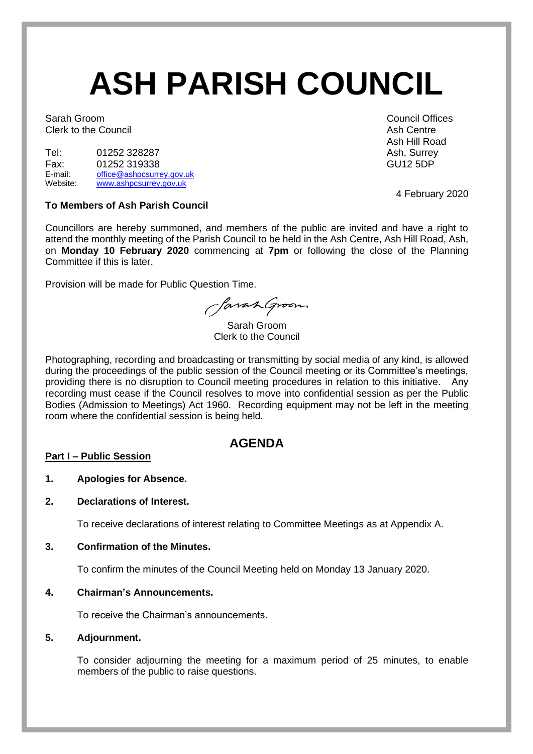# ASH PARISH COUNCIL

Sarah Groom
Clerk to the Council

Tel: 01252 328287
Fax: 01252 319338
E-mail: office@ashpcsurrey.gov.uk
Website: www.ashpcsurrey.gov.uk

Council Offices
Ash Centre
Ash Hill Road
Ash, Surrey
GU12 5DP

4 February 2020

**To Members of Ash Parish Council**

Councillors are hereby summoned, and members of the public are invited and have a right to attend the monthly meeting of the Parish Council to be held in the Ash Centre, Ash Hill Road, Ash, on **Monday 10 February 2020** commencing at **7pm** or following the close of the Planning Committee if this is later.

Provision will be made for Public Question Time.

Sarah Groom
Clerk to the Council

Photographing, recording and broadcasting or transmitting by social media of any kind, is allowed during the proceedings of the public session of the Council meeting or its Committee's meetings, providing there is no disruption to Council meeting procedures in relation to this initiative. Any recording must cease if the Council resolves to move into confidential session as per the Public Bodies (Admission to Meetings) Act 1960. Recording equipment may not be left in the meeting room where the confidential session is being held.

## AGENDA

**Part I – Public Session**

**1. Apologies for Absence.**

**2. Declarations of Interest.**

To receive declarations of interest relating to Committee Meetings as at Appendix A.

**3. Confirmation of the Minutes.**

To confirm the minutes of the Council Meeting held on Monday 13 January 2020.

**4. Chairman's Announcements.**

To receive the Chairman's announcements.

**5. Adjournment.**

To consider adjourning the meeting for a maximum period of 25 minutes, to enable members of the public to raise questions.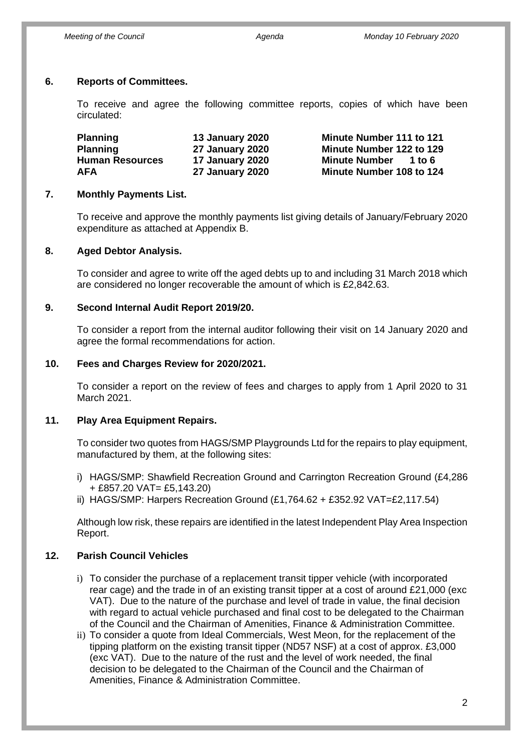## 6. Reports of Committees.

To receive and agree the following committee reports, copies of which have been circulated:

| | | |
|---|---|---|
| **Planning** | **13 January 2020** | **Minute Number 111 to 121** |
| **Planning** | **27 January 2020** | **Minute Number 122 to 129** |
| **Human Resources** | **17 January 2020** | **Minute Number 1 to 6** |
| **AFA** | **27 January 2020** | **Minute Number 108 to 124** |

## 7. Monthly Payments List.

To receive and approve the monthly payments list giving details of January/February 2020 expenditure as attached at Appendix B.

## 8. Aged Debtor Analysis.

To consider and agree to write off the aged debts up to and including 31 March 2018 which are considered no longer recoverable the amount of which is £2,842.63.

## 9. Second Internal Audit Report 2019/20.

To consider a report from the internal auditor following their visit on 14 January 2020 and agree the formal recommendations for action.

## 10. Fees and Charges Review for 2020/2021.

To consider a report on the review of fees and charges to apply from 1 April 2020 to 31 March 2021.

## 11. Play Area Equipment Repairs.

To consider two quotes from HAGS/SMP Playgrounds Ltd for the repairs to play equipment, manufactured by them, at the following sites:

i) HAGS/SMP: Shawfield Recreation Ground and Carrington Recreation Ground (£4,286 + £857.20 VAT= £5,143.20)
ii) HAGS/SMP: Harpers Recreation Ground (£1,764.62 + £352.92 VAT=£2,117.54)

Although low risk, these repairs are identified in the latest Independent Play Area Inspection Report.

## 12. Parish Council Vehicles

i) To consider the purchase of a replacement transit tipper vehicle (with incorporated rear cage) and the trade in of an existing transit tipper at a cost of around £21,000 (exc VAT). Due to the nature of the purchase and level of trade in value, the final decision with regard to actual vehicle purchased and final cost to be delegated to the Chairman of the Council and the Chairman of Amenities, Finance & Administration Committee.
ii) To consider a quote from Ideal Commercials, West Meon, for the replacement of the tipping platform on the existing transit tipper (ND57 NSF) at a cost of approx. £3,000 (exc VAT). Due to the nature of the rust and the level of work needed, the final decision to be delegated to the Chairman of the Council and the Chairman of Amenities, Finance & Administration Committee.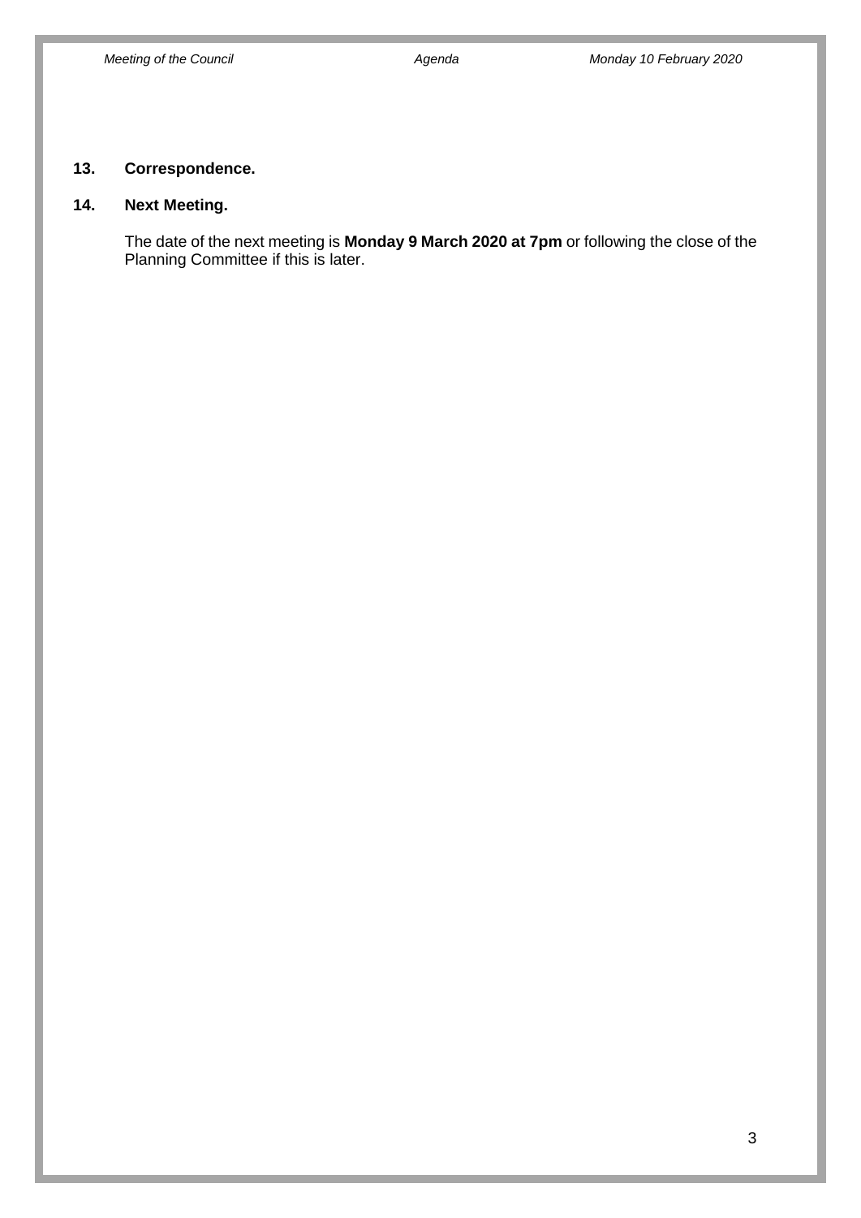**13. Correspondence.**

**14. Next Meeting.**

The date of the next meeting is **Monday 9 March 2020 at 7pm** or following the close of the Planning Committee if this is later.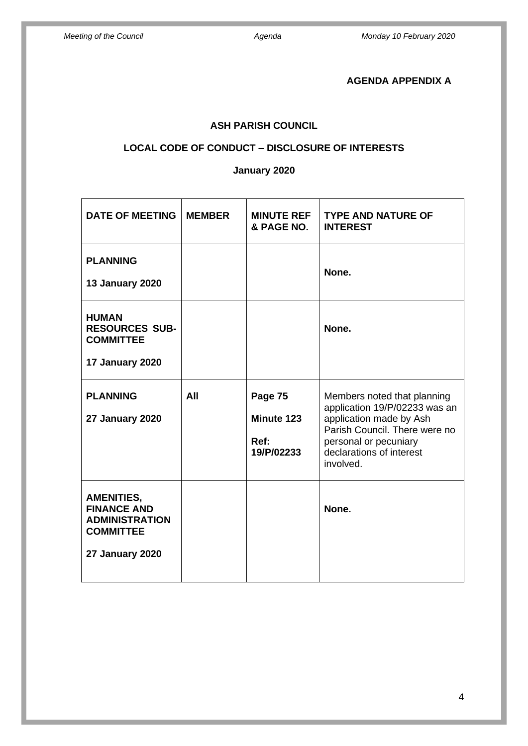**AGENDA APPENDIX A**

**ASH PARISH COUNCIL**

**LOCAL CODE OF CONDUCT – DISCLOSURE OF INTERESTS**

**January 2020**

| DATE OF MEETING | MEMBER | MINUTE REF & PAGE NO. | TYPE AND NATURE OF INTEREST |
|---|---|---|---|
| **PLANNING**<br>**13 January 2020** | | | **None.** |
| **HUMAN RESOURCES SUB-COMMITTEE**<br>**17 January 2020** | | | **None.** |
| **PLANNING**<br>**27 January 2020** | **All** | **Page 75**<br>**Minute 123**<br>**Ref: 19/P/02233** | Members noted that planning application 19/P/02233 was an application made by Ash Parish Council. There were no personal or pecuniary declarations of interest involved. |
| **AMENITIES, FINANCE AND ADMINISTRATION COMMITTEE**<br>**27 January 2020** | | | **None.** |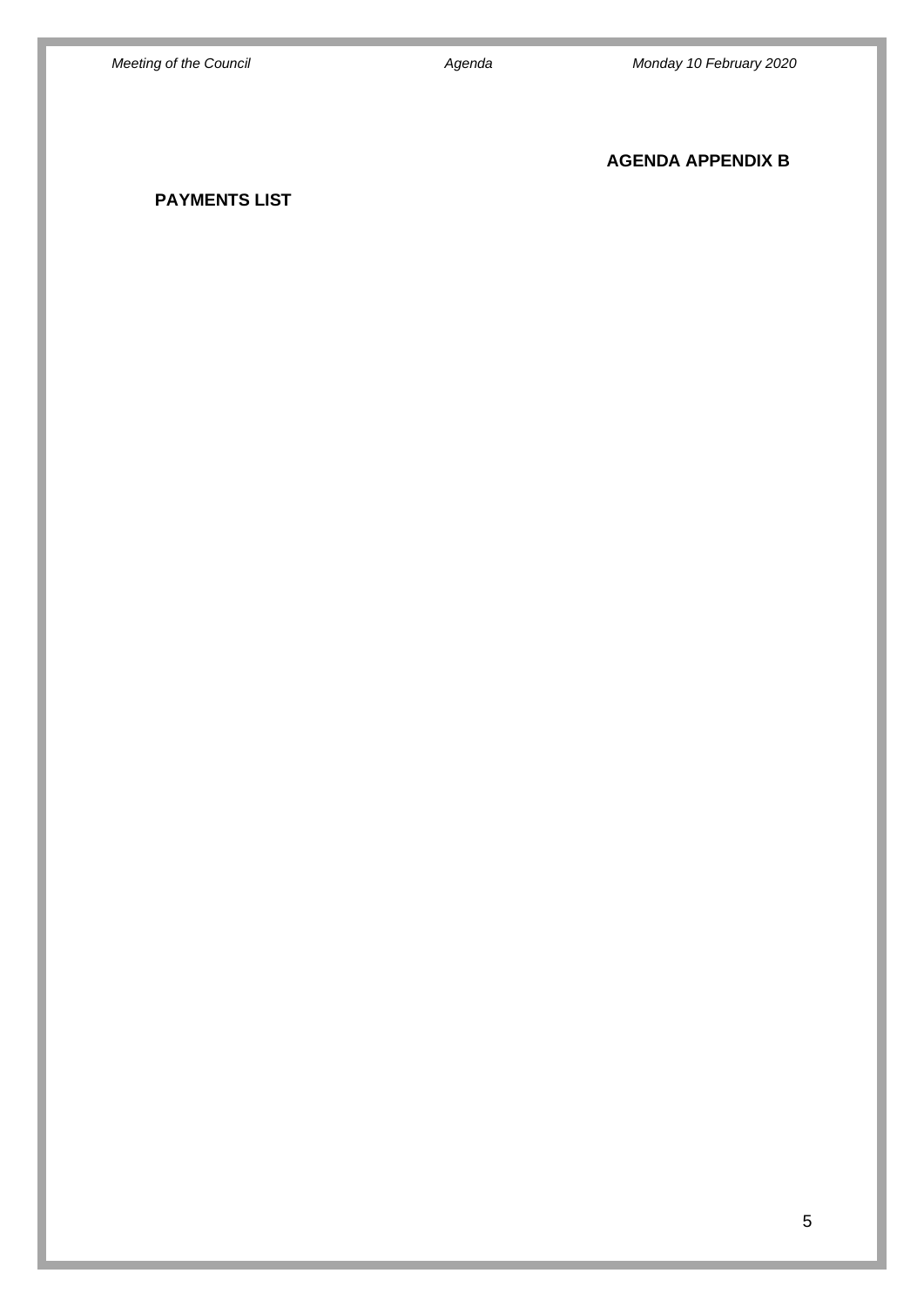**AGENDA APPENDIX B**

**PAYMENTS LIST**